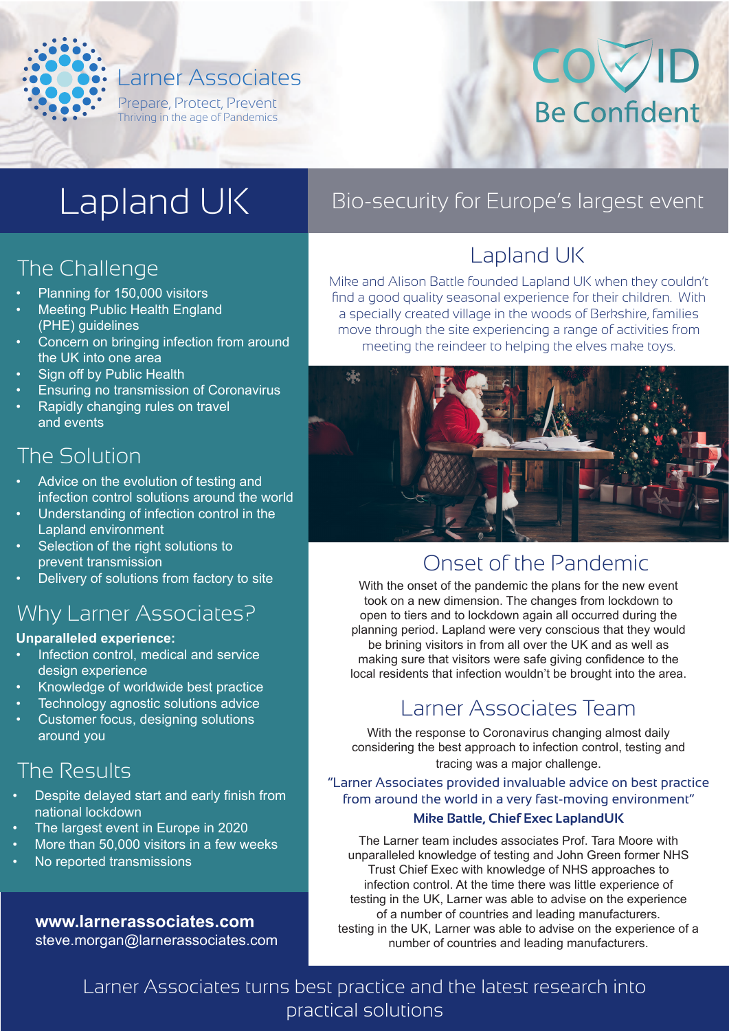Larner Associates

Prepare, Protect, Prevent

Thriving in the age of Pandemics

COVID Be Confident

# Lapland UK

## Bio-security for Europe's largest event

## The Challenge

- Planning for 150,000 visitors
- Meeting Public Health England (PHE) guidelines
- Concern on bringing infection from around the UK into one area
- Sign off by Public Health
- Ensuring no transmission of Coronavirus
- Rapidly changing rules on travel and events

## The Solution

- Advice on the evolution of testing and infection control solutions around the world
- Understanding of infection control in the Lapland environment
- Selection of the right solutions to prevent transmission
- Delivery of solutions from factory to site

## Why Larner Associates?

**Unparalleled experience:**

- Infection control, medical and service design experience
- Knowledge of worldwide best practice
- Technology agnostic solutions advice
- Customer focus, designing solutions around you

## The Results

- Despite delayed start and early finish from national lockdown
- The largest event in Europe in 2020
- More than 50,000 visitors in a few weeks
- No reported transmissions

**www.larnerassociates.com**
steve.morgan@larnerassociates.com

## Lapland UK

Mike and Alison Battle founded Lapland UK when they couldn't find a good quality seasonal experience for their children. With a specially created village in the woods of Berkshire, families move through the site experiencing a range of activities from meeting the reindeer to helping the elves make toys.

## Onset of the Pandemic

With the onset of the pandemic the plans for the new event took on a new dimension. The changes from lockdown to open to tiers and to lockdown again all occurred during the planning period. Lapland were very conscious that they would be brining visitors in from all over the UK and as well as making sure that visitors were safe giving confidence to the local residents that infection wouldn't be brought into the area.

## Larner Associates Team

With the response to Coronavirus changing almost daily considering the best approach to infection control, testing and tracing was a major challenge.

"Larner Associates provided invaluable advice on best practice from around the world in a very fast-moving environment"

**Mike Battle, Chief Exec LaplandUK**

The Larner team includes associates Prof. Tara Moore with unparalleled knowledge of testing and John Green former NHS Trust Chief Exec with knowledge of NHS approaches to infection control. At the time there was little experience of testing in the UK, Larner was able to advise on the experience of a number of countries and leading manufacturers.
testing in the UK, Larner was able to advise on the experience of a number of countries and leading manufacturers.

Larner Associates turns best practice and the latest research into practical solutions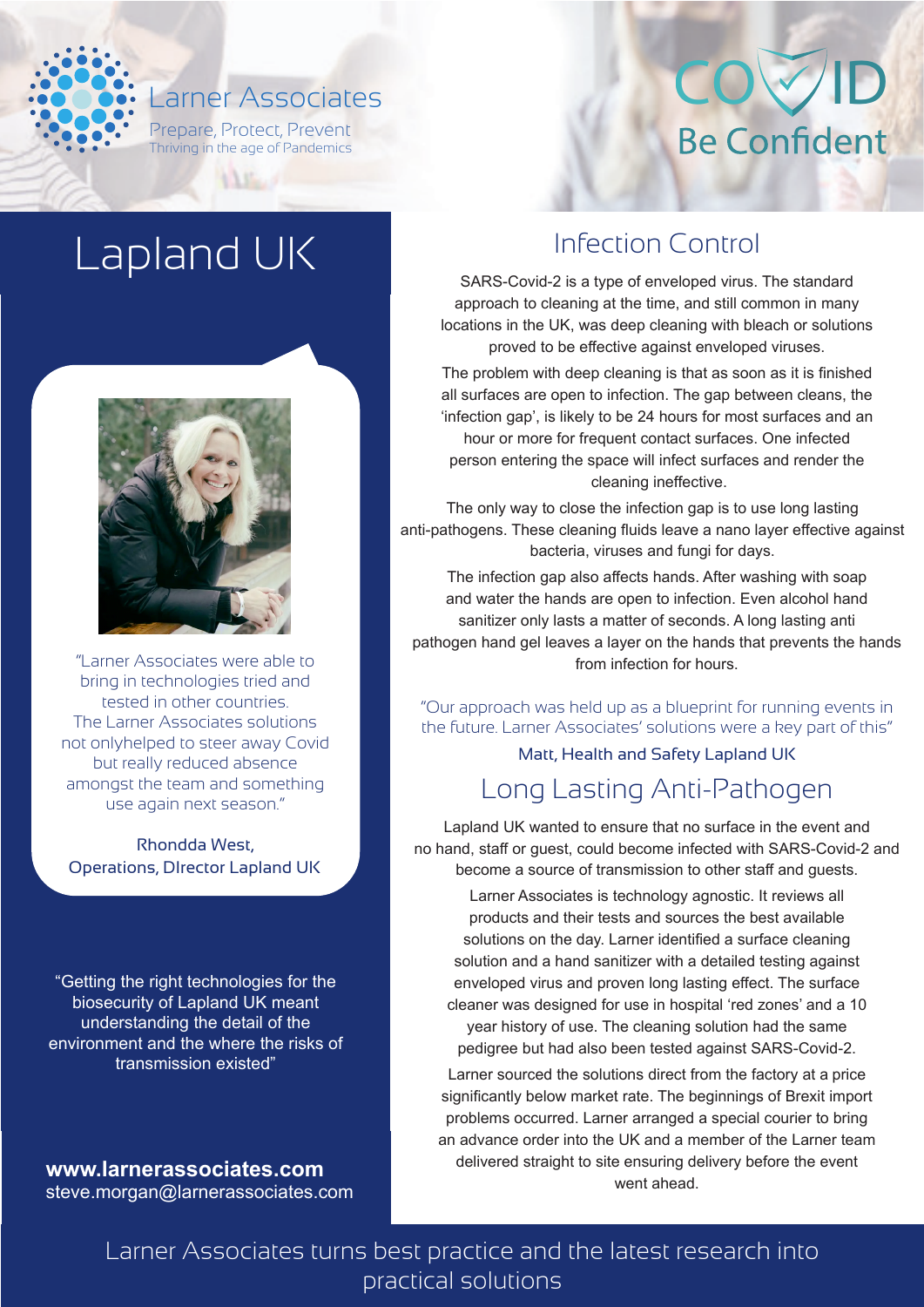Larner Associates

Prepare, Protect, Prevent

Thriving in the age of Pandemics

COVID Be Confident

# Lapland UK

"Larner Associates were able to bring in technologies tried and tested in other countries. The Larner Associates solutions not onlyhelped to steer away Covid but really reduced absence amongst the team and something use again next season."

Rhondda West,
Operations, DIrector Lapland UK

"Getting the right technologies for the biosecurity of Lapland UK meant understanding the detail of the environment and the where the risks of transmission existed"

**www.larnerassociates.com**
steve.morgan@larnerassociates.com

## Infection Control

SARS-Covid-2 is a type of enveloped virus. The standard approach to cleaning at the time, and still common in many locations in the UK, was deep cleaning with bleach or solutions proved to be effective against enveloped viruses.

The problem with deep cleaning is that as soon as it is finished all surfaces are open to infection. The gap between cleans, the 'infection gap', is likely to be 24 hours for most surfaces and an hour or more for frequent contact surfaces. One infected person entering the space will infect surfaces and render the cleaning ineffective.

The only way to close the infection gap is to use long lasting anti-pathogens. These cleaning fluids leave a nano layer effective against bacteria, viruses and fungi for days.

The infection gap also affects hands. After washing with soap and water the hands are open to infection. Even alcohol hand sanitizer only lasts a matter of seconds. A long lasting anti pathogen hand gel leaves a layer on the hands that prevents the hands from infection for hours.

"Our approach was held up as a blueprint for running events in the future. Larner Associates' solutions were a key part of this"

Matt, Health and Safety Lapland UK

## Long Lasting Anti-Pathogen

Lapland UK wanted to ensure that no surface in the event and no hand, staff or guest, could become infected with SARS-Covid-2 and become a source of transmission to other staff and guests.

Larner Associates is technology agnostic. It reviews all products and their tests and sources the best available solutions on the day. Larner identified a surface cleaning solution and a hand sanitizer with a detailed testing against enveloped virus and proven long lasting effect. The surface cleaner was designed for use in hospital 'red zones' and a 10 year history of use. The cleaning solution had the same pedigree but had also been tested against SARS-Covid-2.

Larner sourced the solutions direct from the factory at a price significantly below market rate. The beginnings of Brexit import problems occurred. Larner arranged a special courier to bring an advance order into the UK and a member of the Larner team delivered straight to site ensuring delivery before the event went ahead.

Larner Associates turns best practice and the latest research into practical solutions